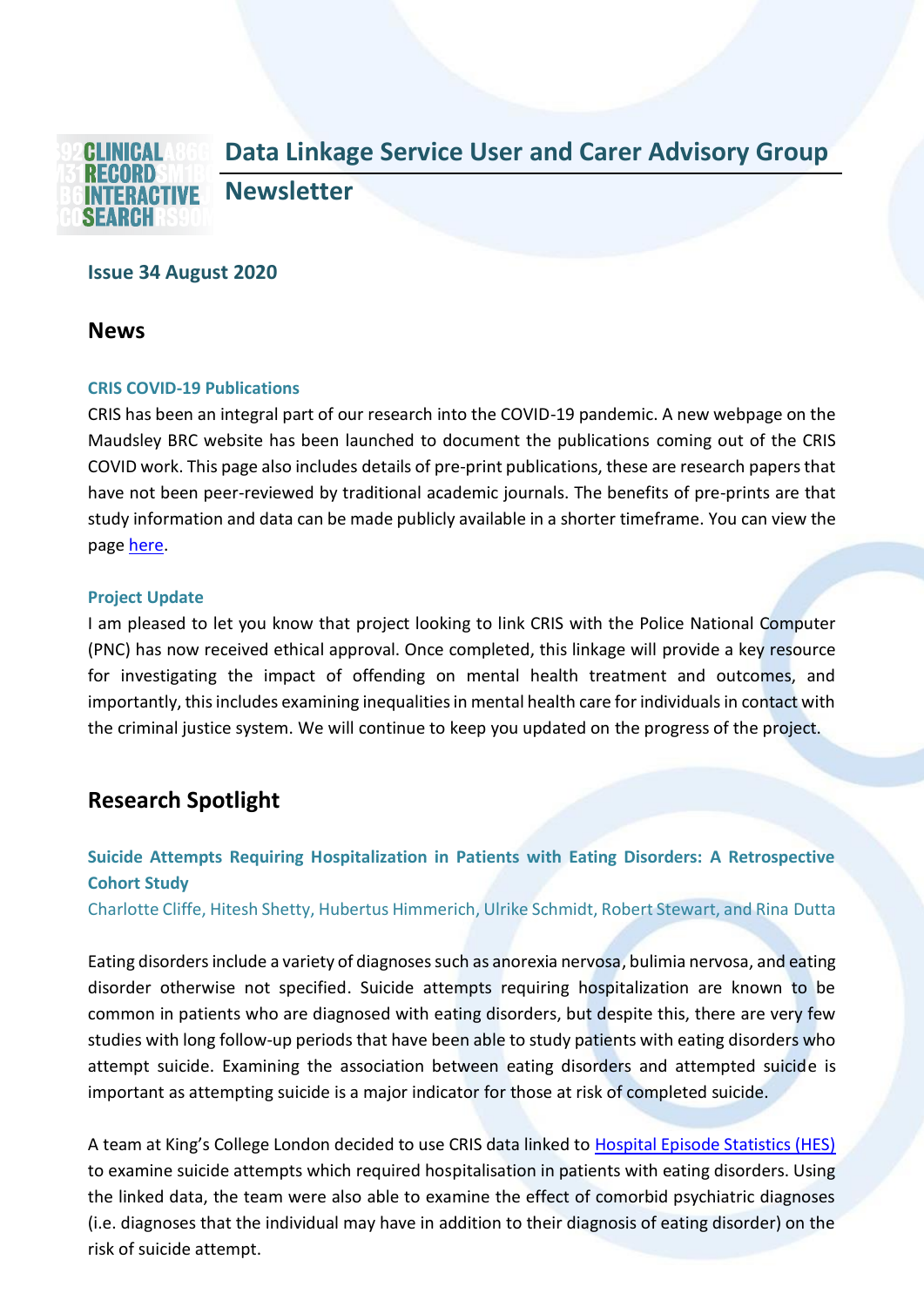# Data Linkage Service User and Carer Advisory Group Newsletter

**Issue 34 August 2020**

## News

### CRIS COVID-19 Publications

CRIS has been an integral part of our research into the COVID-19 pandemic. A new webpage on the Maudsley BRC website has been launched to document the publications coming out of the CRIS COVID work. This page also includes details of pre-print publications, these are research papers that have not been peer-reviewed by traditional academic journals. The benefits of pre-prints are that study information and data can be made publicly available in a shorter timeframe. You can view the page here.

### Project Update

I am pleased to let you know that project looking to link CRIS with the Police National Computer (PNC) has now received ethical approval. Once completed, this linkage will provide a key resource for investigating the impact of offending on mental health treatment and outcomes, and importantly, this includes examining inequalities in mental health care for individuals in contact with the criminal justice system. We will continue to keep you updated on the progress of the project.

## Research Spotlight

### Suicide Attempts Requiring Hospitalization in Patients with Eating Disorders: A Retrospective Cohort Study

Charlotte Cliffe, Hitesh Shetty, Hubertus Himmerich, Ulrike Schmidt, Robert Stewart, and Rina Dutta

Eating disorders include a variety of diagnoses such as anorexia nervosa, bulimia nervosa, and eating disorder otherwise not specified. Suicide attempts requiring hospitalization are known to be common in patients who are diagnosed with eating disorders, but despite this, there are very few studies with long follow-up periods that have been able to study patients with eating disorders who attempt suicide. Examining the association between eating disorders and attempted suicide is important as attempting suicide is a major indicator for those at risk of completed suicide.

A team at King's College London decided to use CRIS data linked to Hospital Episode Statistics (HES) to examine suicide attempts which required hospitalisation in patients with eating disorders. Using the linked data, the team were also able to examine the effect of comorbid psychiatric diagnoses (i.e. diagnoses that the individual may have in addition to their diagnosis of eating disorder) on the risk of suicide attempt.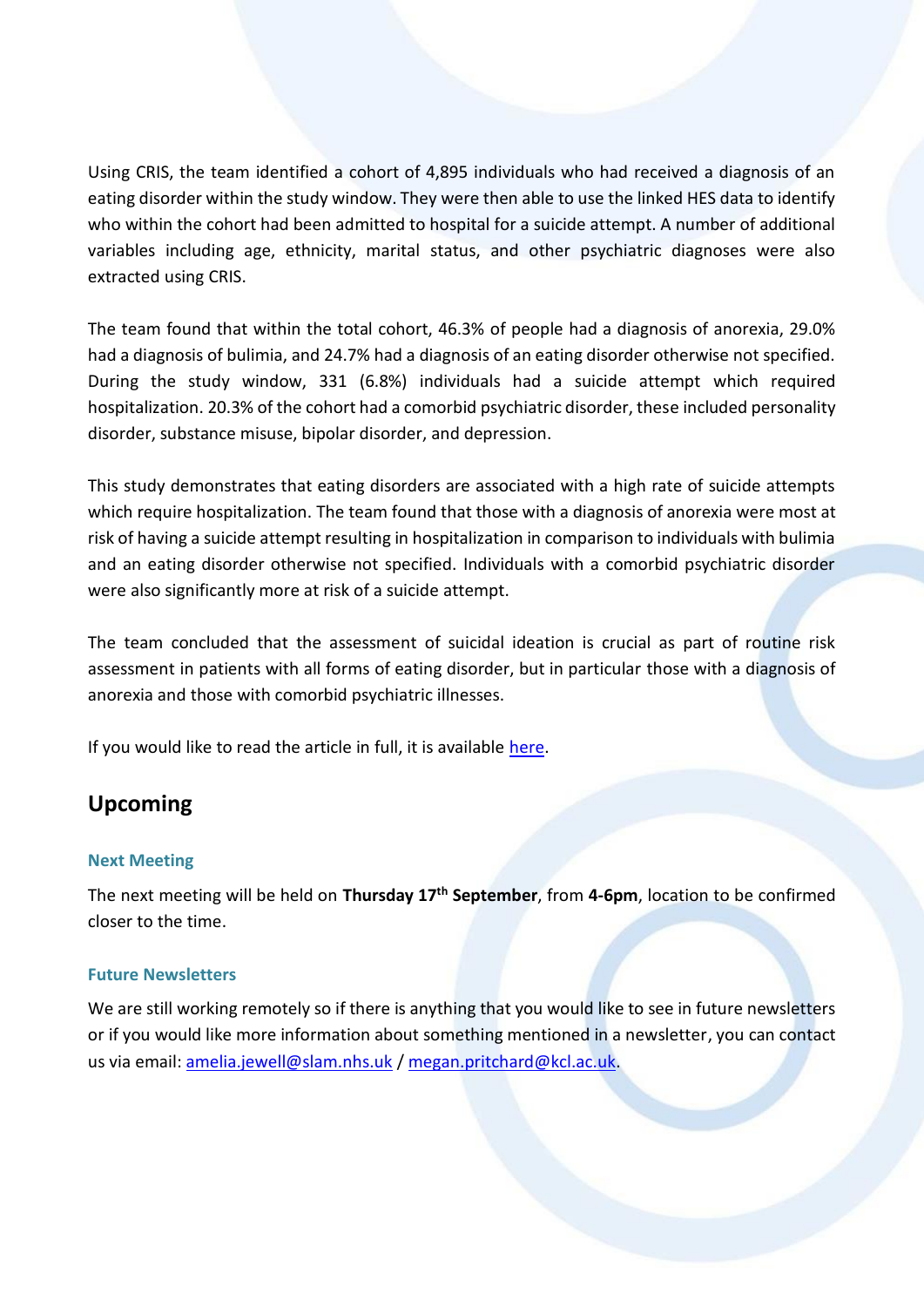Using CRIS, the team identified a cohort of 4,895 individuals who had received a diagnosis of an eating disorder within the study window. They were then able to use the linked HES data to identify who within the cohort had been admitted to hospital for a suicide attempt. A number of additional variables including age, ethnicity, marital status, and other psychiatric diagnoses were also extracted using CRIS.

The team found that within the total cohort, 46.3% of people had a diagnosis of anorexia, 29.0% had a diagnosis of bulimia, and 24.7% had a diagnosis of an eating disorder otherwise not specified. During the study window, 331 (6.8%) individuals had a suicide attempt which required hospitalization. 20.3% of the cohort had a comorbid psychiatric disorder, these included personality disorder, substance misuse, bipolar disorder, and depression.

This study demonstrates that eating disorders are associated with a high rate of suicide attempts which require hospitalization. The team found that those with a diagnosis of anorexia were most at risk of having a suicide attempt resulting in hospitalization in comparison to individuals with bulimia and an eating disorder otherwise not specified. Individuals with a comorbid psychiatric disorder were also significantly more at risk of a suicide attempt.

The team concluded that the assessment of suicidal ideation is crucial as part of routine risk assessment in patients with all forms of eating disorder, but in particular those with a diagnosis of anorexia and those with comorbid psychiatric illnesses.

If you would like to read the article in full, it is available here.

## Upcoming

### Next Meeting

The next meeting will be held on **Thursday 17th September**, from **4-6pm**, location to be confirmed closer to the time.

### Future Newsletters

We are still working remotely so if there is anything that you would like to see in future newsletters or if you would like more information about something mentioned in a newsletter, you can contact us via email: amelia.jewell@slam.nhs.uk / megan.pritchard@kcl.ac.uk.